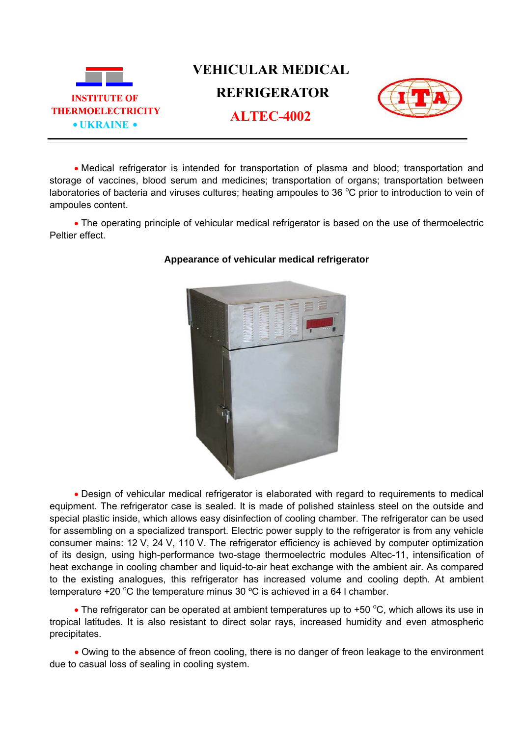INSTITUTE OF THERMOELECTRICITY

• UKRAINE •

# VEHICULAR MEDICAL REFRIGERATOR ALTEC-4002

• Medical refrigerator is intended for transportation of plasma and blood; transportation and storage of vaccines, blood serum and medicines; transportation of organs; transportation between laboratories of bacteria and viruses cultures; heating ampoules to 36 $^{o}$C prior to introduction to vein of ampoules content.

• The operating principle of vehicular medical refrigerator is based on the use of thermoelectric Peltier effect.

**Appearance of vehicular medical refrigerator**

• Design of vehicular medical refrigerator is elaborated with regard to requirements to medical equipment. The refrigerator case is sealed. It is made of polished stainless steel on the outside and special plastic inside, which allows easy disinfection of cooling chamber. The refrigerator can be used for assembling on a specialized transport. Electric power supply to the refrigerator is from any vehicle consumer mains: 12 V, 24 V, 110 V. The refrigerator efficiency is achieved by computer optimization of its design, using high-performance two-stage thermoelectric modules Altec-11, intensification of heat exchange in cooling chamber and liquid-to-air heat exchange with the ambient air. As compared to the existing analogues, this refrigerator has increased volume and cooling depth. At ambient temperature +20 $^{o}$C the temperature minus 30 ºC is achieved in a 64 l chamber.

• The refrigerator can be operated at ambient temperatures up to +50 $^{o}$C, which allows its use in tropical latitudes. It is also resistant to direct solar rays, increased humidity and even atmospheric precipitates.

• Owing to the absence of freon cooling, there is no danger of freon leakage to the environment due to casual loss of sealing in cooling system.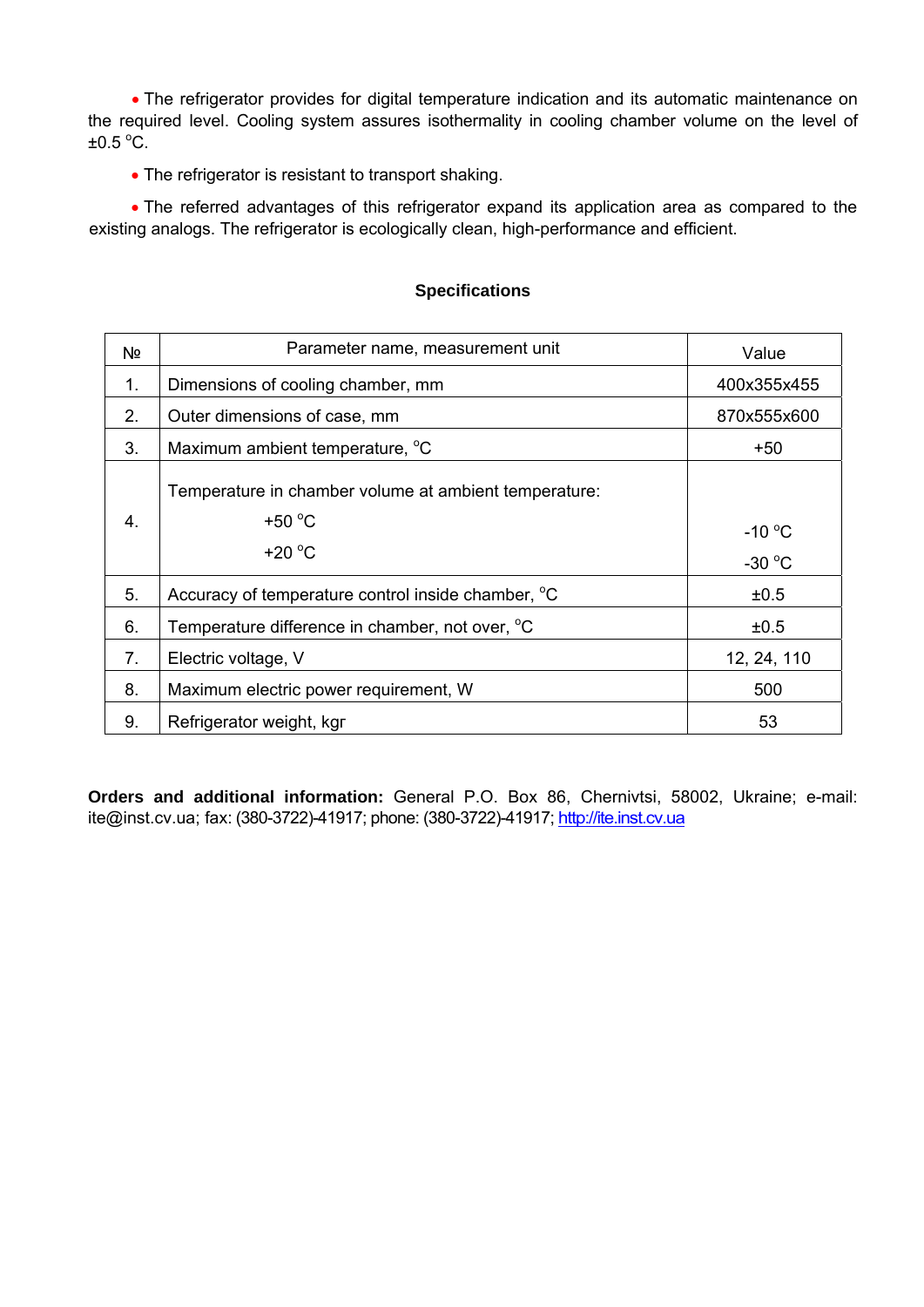- The refrigerator provides for digital temperature indication and its automatic maintenance on the required level. Cooling system assures isothermality in cooling chamber volume on the level of ±0.5 °C.

- The refrigerator is resistant to transport shaking.

- The referred advantages of this refrigerator expand its application area as compared to the existing analogs. The refrigerator is ecologically clean, high-performance and efficient.

**Specifications**

| № | Parameter name, measurement unit | Value |
|---|---|---|
| 1. | Dimensions of cooling chamber, mm | 400x355x455 |
| 2. | Outer dimensions of case, mm | 870x555x600 |
| 3. | Maximum ambient temperature, °C | +50 |
| 4. | Temperature in chamber volume at ambient temperature:<br>+50 °C<br>+20 °C | <br>-10 °C<br>-30 °C |
| 5. | Accuracy of temperature control inside chamber, °C | ±0.5 |
| 6. | Temperature difference in chamber, not over, °C | ±0.5 |
| 7. | Electric voltage, V | 12, 24, 110 |
| 8. | Maximum electric power requirement, W | 500 |
| 9. | Refrigerator weight, kgr | 53 |

**Orders and additional information:** General P.O. Box 86, Chernivtsi, 58002, Ukraine; e-mail: ite@inst.cv.ua; fax: (380-3722)-41917; phone: (380-3722)-41917; http://ite.inst.cv.ua